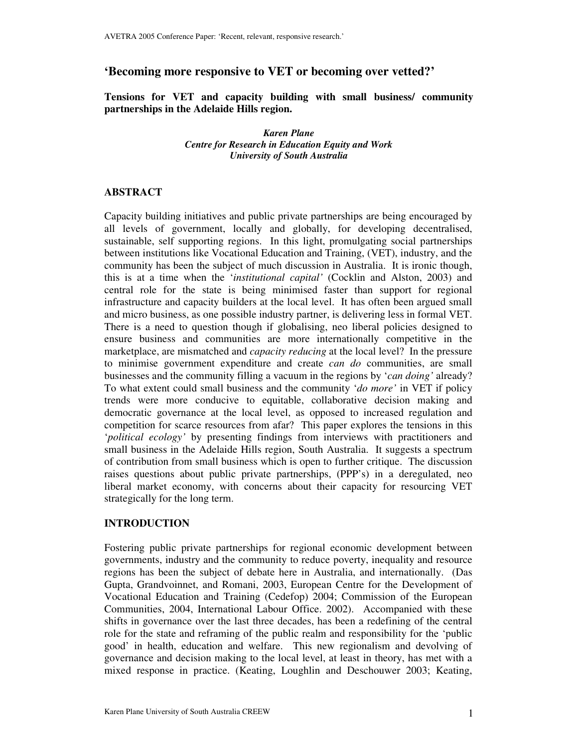# 'Becoming more responsive to VET or becoming over vetted?'

**Tensions for VET and capacity building with small business/ community partnerships in the Adelaide Hills region.**

***Karen Plane***
***Centre for Research in Education Equity and Work***
***University of South Australia***

## ABSTRACT

Capacity building initiatives and public private partnerships are being encouraged by all levels of government, locally and globally, for developing decentralised, sustainable, self supporting regions. In this light, promulgating social partnerships between institutions like Vocational Education and Training, (VET), industry, and the community has been the subject of much discussion in Australia. It is ironic though, this is at a time when the '*institutional capital'* (Cocklin and Alston, 2003) and central role for the state is being minimised faster than support for regional infrastructure and capacity builders at the local level. It has often been argued small and micro business, as one possible industry partner, is delivering less in formal VET. There is a need to question though if globalising, neo liberal policies designed to ensure business and communities are more internationally competitive in the marketplace, are mismatched and *capacity reducing* at the local level? In the pressure to minimise government expenditure and create *can do* communities, are small businesses and the community filling a vacuum in the regions by '*can doing'* already? To what extent could small business and the community '*do more'* in VET if policy trends were more conducive to equitable, collaborative decision making and democratic governance at the local level, as opposed to increased regulation and competition for scarce resources from afar? This paper explores the tensions in this '*political ecology'* by presenting findings from interviews with practitioners and small business in the Adelaide Hills region, South Australia. It suggests a spectrum of contribution from small business which is open to further critique. The discussion raises questions about public private partnerships, (PPP's) in a deregulated, neo liberal market economy, with concerns about their capacity for resourcing VET strategically for the long term.

## INTRODUCTION

Fostering public private partnerships for regional economic development between governments, industry and the community to reduce poverty, inequality and resource regions has been the subject of debate here in Australia, and internationally. (Das Gupta, Grandvoinnet, and Romani, 2003, European Centre for the Development of Vocational Education and Training (Cedefop) 2004; Commission of the European Communities, 2004, International Labour Office. 2002). Accompanied with these shifts in governance over the last three decades, has been a redefining of the central role for the state and reframing of the public realm and responsibility for the 'public good' in health, education and welfare. This new regionalism and devolving of governance and decision making to the local level, at least in theory, has met with a mixed response in practice. (Keating, Loughlin and Deschouwer 2003; Keating,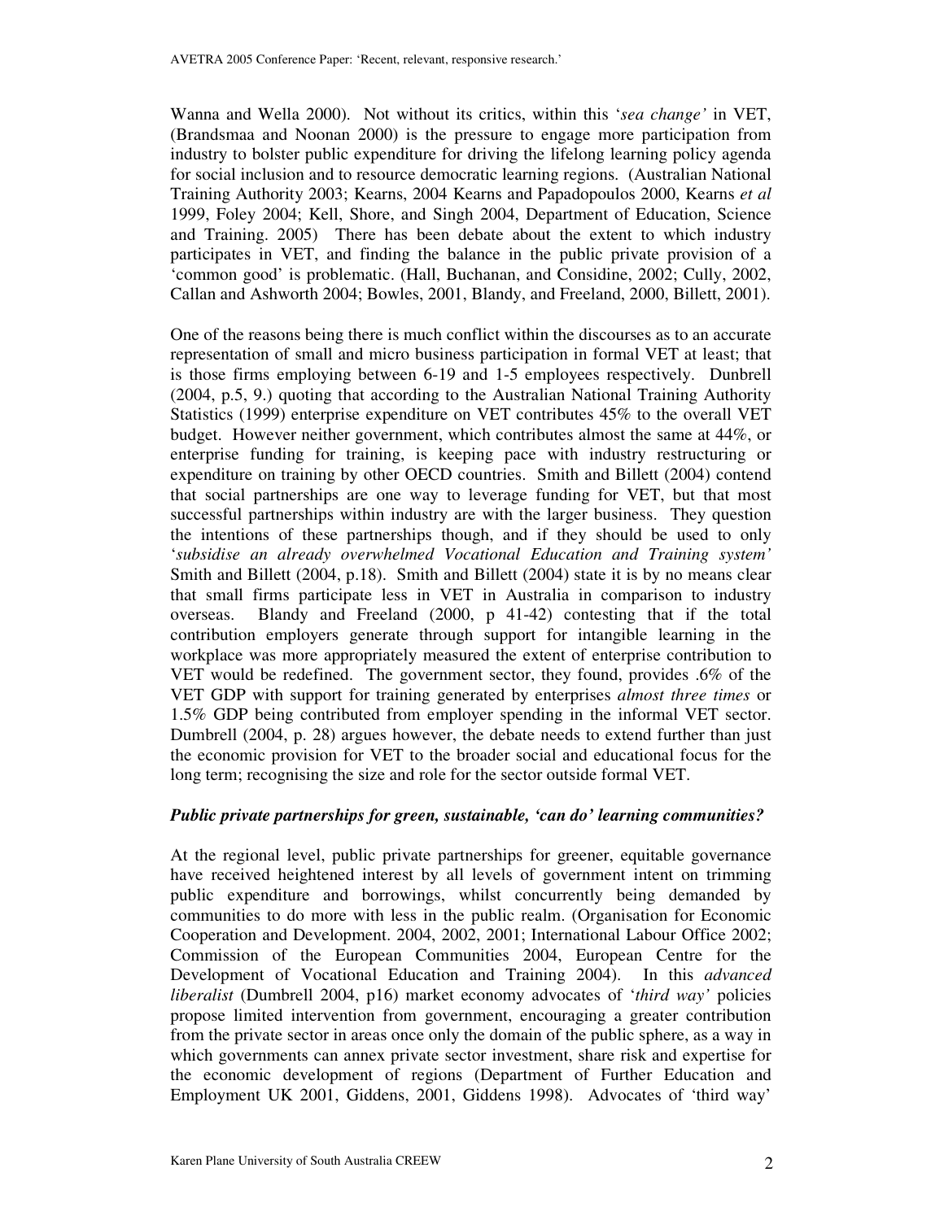Wanna and Wella 2000). Not without its critics, within this '*sea change'* in VET, (Brandsmaa and Noonan 2000) is the pressure to engage more participation from industry to bolster public expenditure for driving the lifelong learning policy agenda for social inclusion and to resource democratic learning regions. (Australian National Training Authority 2003; Kearns, 2004 Kearns and Papadopoulos 2000, Kearns *et al* 1999, Foley 2004; Kell, Shore, and Singh 2004, Department of Education, Science and Training. 2005) There has been debate about the extent to which industry participates in VET, and finding the balance in the public private provision of a 'common good' is problematic. (Hall, Buchanan, and Considine, 2002; Cully, 2002, Callan and Ashworth 2004; Bowles, 2001, Blandy, and Freeland, 2000, Billett, 2001).

One of the reasons being there is much conflict within the discourses as to an accurate representation of small and micro business participation in formal VET at least; that is those firms employing between 6-19 and 1-5 employees respectively. Dunbrell (2004, p.5, 9.) quoting that according to the Australian National Training Authority Statistics (1999) enterprise expenditure on VET contributes 45% to the overall VET budget. However neither government, which contributes almost the same at 44%, or enterprise funding for training, is keeping pace with industry restructuring or expenditure on training by other OECD countries. Smith and Billett (2004) contend that social partnerships are one way to leverage funding for VET, but that most successful partnerships within industry are with the larger business. They question the intentions of these partnerships though, and if they should be used to only '*subsidise an already overwhelmed Vocational Education and Training system'* Smith and Billett (2004, p.18). Smith and Billett (2004) state it is by no means clear that small firms participate less in VET in Australia in comparison to industry overseas. Blandy and Freeland (2000, p 41-42) contesting that if the total contribution employers generate through support for intangible learning in the workplace was more appropriately measured the extent of enterprise contribution to VET would be redefined. The government sector, they found, provides .6% of the VET GDP with support for training generated by enterprises *almost three times* or 1.5% GDP being contributed from employer spending in the informal VET sector. Dumbrell (2004, p. 28) argues however, the debate needs to extend further than just the economic provision for VET to the broader social and educational focus for the long term; recognising the size and role for the sector outside formal VET.

### *Public private partnerships for green, sustainable, 'can do' learning communities?*

At the regional level, public private partnerships for greener, equitable governance have received heightened interest by all levels of government intent on trimming public expenditure and borrowings, whilst concurrently being demanded by communities to do more with less in the public realm. (Organisation for Economic Cooperation and Development. 2004, 2002, 2001; International Labour Office 2002; Commission of the European Communities 2004, European Centre for the Development of Vocational Education and Training 2004). In this *advanced liberalist* (Dumbrell 2004, p16) market economy advocates of '*third way'* policies propose limited intervention from government, encouraging a greater contribution from the private sector in areas once only the domain of the public sphere, as a way in which governments can annex private sector investment, share risk and expertise for the economic development of regions (Department of Further Education and Employment UK 2001, Giddens, 2001, Giddens 1998). Advocates of 'third way'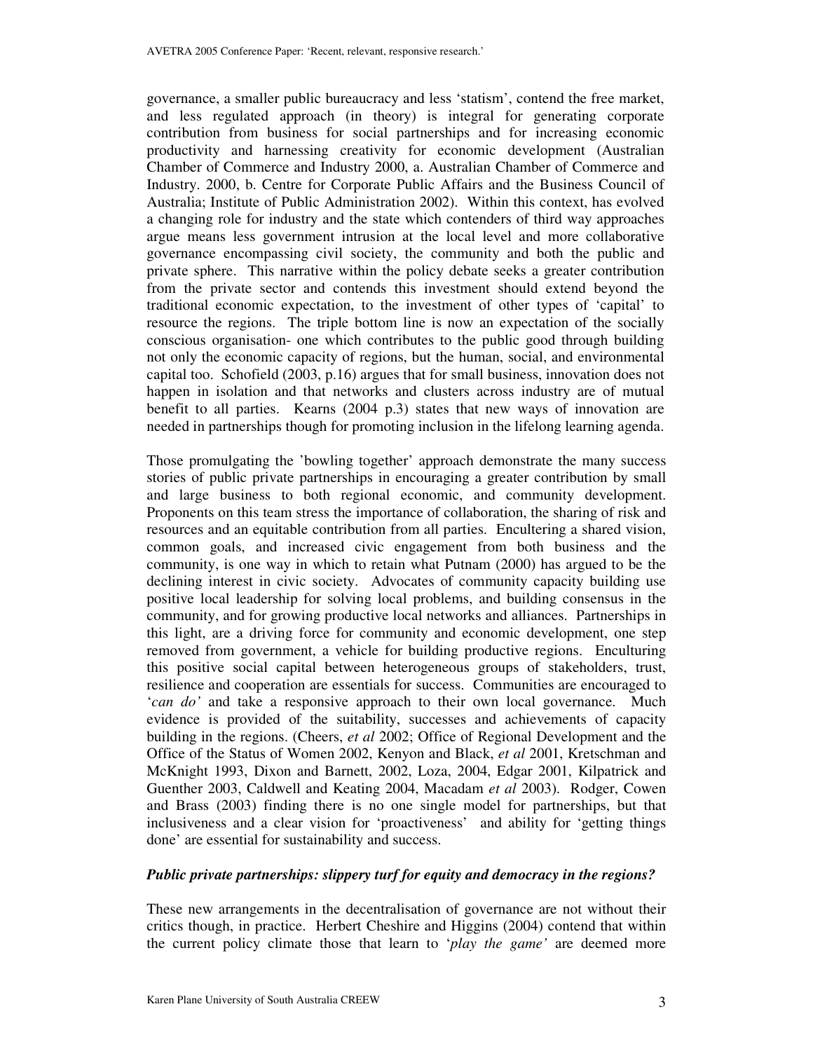governance, a smaller public bureaucracy and less 'statism', contend the free market, and less regulated approach (in theory) is integral for generating corporate contribution from business for social partnerships and for increasing economic productivity and harnessing creativity for economic development (Australian Chamber of Commerce and Industry 2000, a. Australian Chamber of Commerce and Industry. 2000, b. Centre for Corporate Public Affairs and the Business Council of Australia; Institute of Public Administration 2002). Within this context, has evolved a changing role for industry and the state which contenders of third way approaches argue means less government intrusion at the local level and more collaborative governance encompassing civil society, the community and both the public and private sphere. This narrative within the policy debate seeks a greater contribution from the private sector and contends this investment should extend beyond the traditional economic expectation, to the investment of other types of 'capital' to resource the regions. The triple bottom line is now an expectation of the socially conscious organisation- one which contributes to the public good through building not only the economic capacity of regions, but the human, social, and environmental capital too. Schofield (2003, p.16) argues that for small business, innovation does not happen in isolation and that networks and clusters across industry are of mutual benefit to all parties. Kearns (2004 p.3) states that new ways of innovation are needed in partnerships though for promoting inclusion in the lifelong learning agenda.

Those promulgating the 'bowling together' approach demonstrate the many success stories of public private partnerships in encouraging a greater contribution by small and large business to both regional economic, and community development. Proponents on this team stress the importance of collaboration, the sharing of risk and resources and an equitable contribution from all parties. Encultering a shared vision, common goals, and increased civic engagement from both business and the community, is one way in which to retain what Putnam (2000) has argued to be the declining interest in civic society. Advocates of community capacity building use positive local leadership for solving local problems, and building consensus in the community, and for growing productive local networks and alliances. Partnerships in this light, are a driving force for community and economic development, one step removed from government, a vehicle for building productive regions. Enculturing this positive social capital between heterogeneous groups of stakeholders, trust, resilience and cooperation are essentials for success. Communities are encouraged to '*can do'* and take a responsive approach to their own local governance. Much evidence is provided of the suitability, successes and achievements of capacity building in the regions. (Cheers, *et al* 2002; Office of Regional Development and the Office of the Status of Women 2002, Kenyon and Black, *et al* 2001, Kretschman and McKnight 1993, Dixon and Barnett, 2002, Loza, 2004, Edgar 2001, Kilpatrick and Guenther 2003, Caldwell and Keating 2004, Macadam *et al* 2003). Rodger, Cowen and Brass (2003) finding there is no one single model for partnerships, but that inclusiveness and a clear vision for 'proactiveness' and ability for 'getting things done' are essential for sustainability and success.

### *Public private partnerships: slippery turf for equity and democracy in the regions?*

These new arrangements in the decentralisation of governance are not without their critics though, in practice. Herbert Cheshire and Higgins (2004) contend that within the current policy climate those that learn to '*play the game'* are deemed more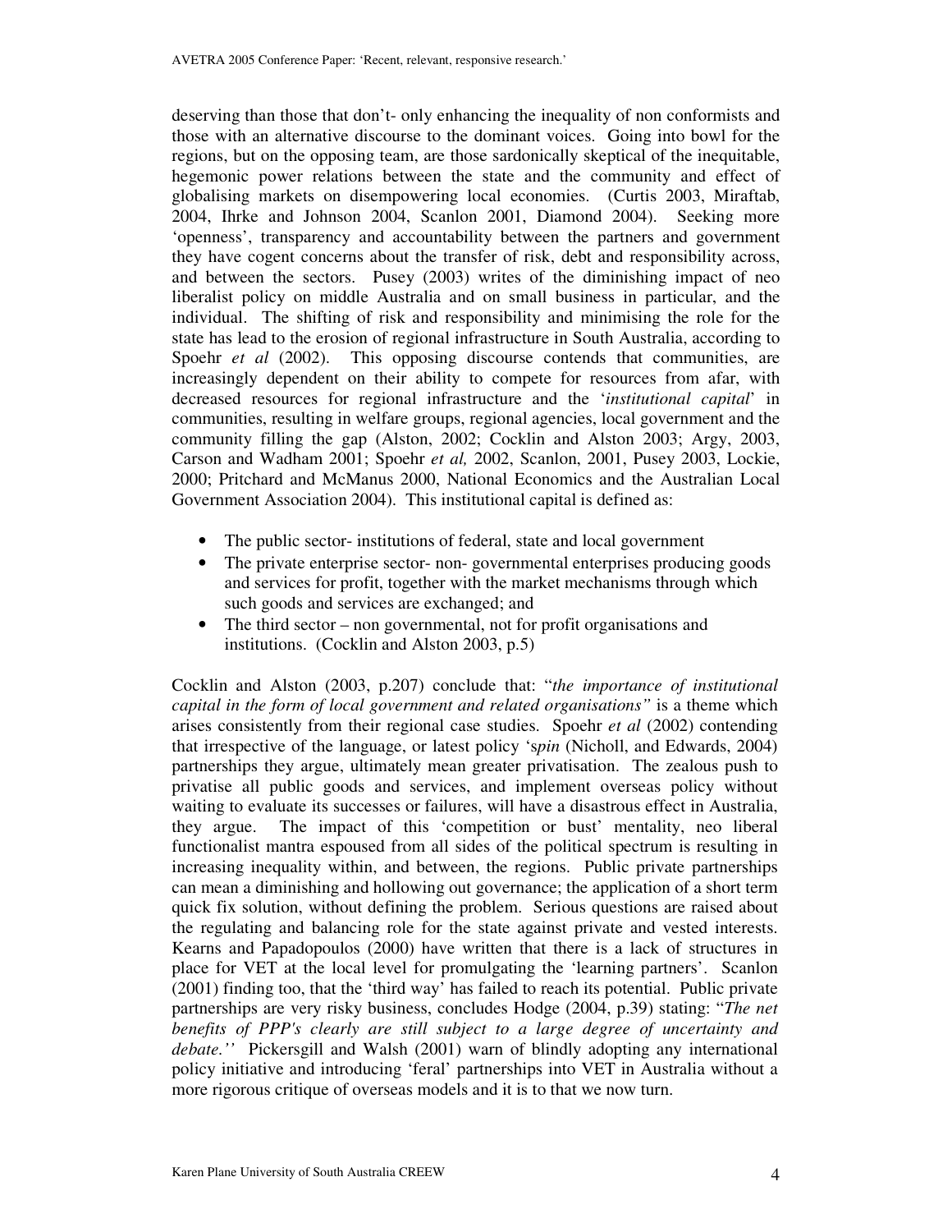deserving than those that don't- only enhancing the inequality of non conformists and those with an alternative discourse to the dominant voices. Going into bowl for the regions, but on the opposing team, are those sardonically skeptical of the inequitable, hegemonic power relations between the state and the community and effect of globalising markets on disempowering local economies. (Curtis 2003, Miraftab, 2004, Ihrke and Johnson 2004, Scanlon 2001, Diamond 2004). Seeking more 'openness', transparency and accountability between the partners and government they have cogent concerns about the transfer of risk, debt and responsibility across, and between the sectors. Pusey (2003) writes of the diminishing impact of neo liberalist policy on middle Australia and on small business in particular, and the individual. The shifting of risk and responsibility and minimising the role for the state has lead to the erosion of regional infrastructure in South Australia, according to Spoehr *et al* (2002). This opposing discourse contends that communities, are increasingly dependent on their ability to compete for resources from afar, with decreased resources for regional infrastructure and the '*institutional capital*' in communities, resulting in welfare groups, regional agencies, local government and the community filling the gap (Alston, 2002; Cocklin and Alston 2003; Argy, 2003, Carson and Wadham 2001; Spoehr *et al,* 2002, Scanlon, 2001, Pusey 2003, Lockie, 2000; Pritchard and McManus 2000, National Economics and the Australian Local Government Association 2004). This institutional capital is defined as:

- The public sector- institutions of federal, state and local government
- The private enterprise sector- non- governmental enterprises producing goods and services for profit, together with the market mechanisms through which such goods and services are exchanged; and
- The third sector – non governmental, not for profit organisations and institutions. (Cocklin and Alston 2003, p.5)

Cocklin and Alston (2003, p.207) conclude that: "*the importance of institutional capital in the form of local government and related organisations"* is a theme which arises consistently from their regional case studies. Spoehr *et al* (2002) contending that irrespective of the language, or latest policy 's*pin* (Nicholl, and Edwards, 2004) partnerships they argue, ultimately mean greater privatisation. The zealous push to privatise all public goods and services, and implement overseas policy without waiting to evaluate its successes or failures, will have a disastrous effect in Australia, they argue. The impact of this 'competition or bust' mentality, neo liberal functionalist mantra espoused from all sides of the political spectrum is resulting in increasing inequality within, and between, the regions. Public private partnerships can mean a diminishing and hollowing out governance; the application of a short term quick fix solution, without defining the problem. Serious questions are raised about the regulating and balancing role for the state against private and vested interests. Kearns and Papadopoulos (2000) have written that there is a lack of structures in place for VET at the local level for promulgating the 'learning partners'. Scanlon (2001) finding too, that the 'third way' has failed to reach its potential. Public private partnerships are very risky business, concludes Hodge (2004, p.39) stating: "*The net benefits of PPP's clearly are still subject to a large degree of uncertainty and debate.''* Pickersgill and Walsh (2001) warn of blindly adopting any international policy initiative and introducing 'feral' partnerships into VET in Australia without a more rigorous critique of overseas models and it is to that we now turn.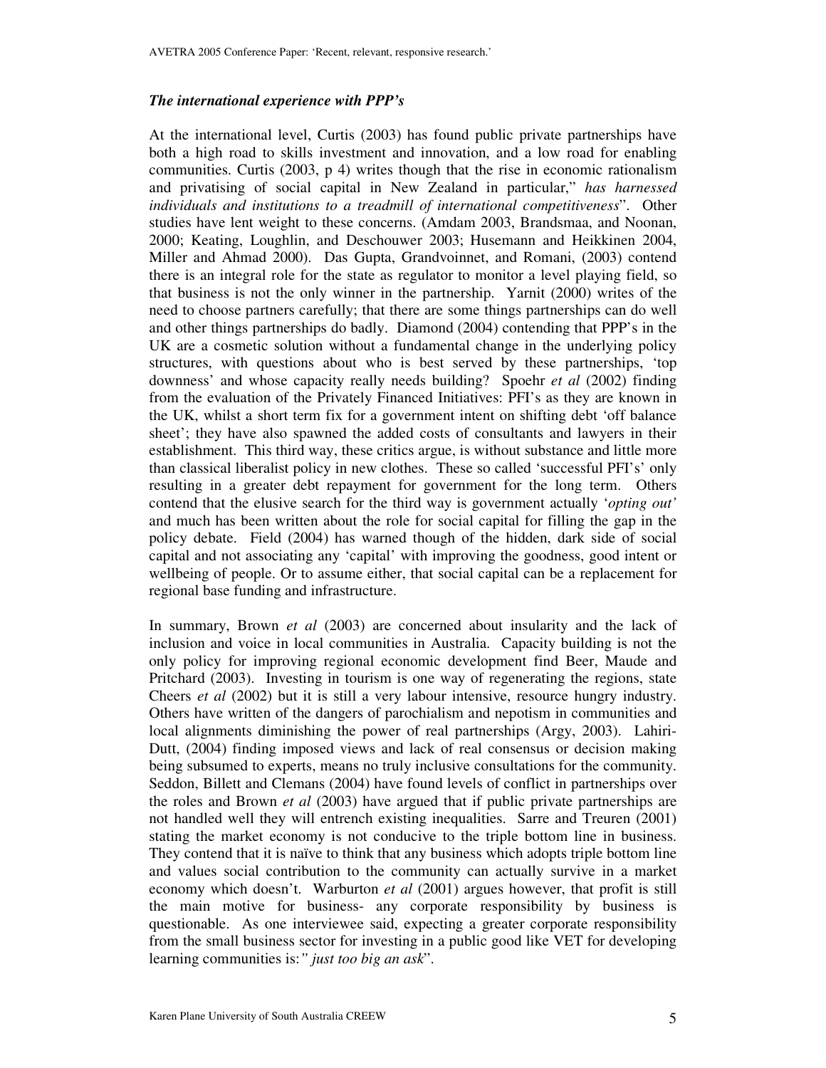### *The international experience with PPP's*

At the international level, Curtis (2003) has found public private partnerships have both a high road to skills investment and innovation, and a low road for enabling communities. Curtis (2003, p 4) writes though that the rise in economic rationalism and privatising of social capital in New Zealand in particular," *has harnessed individuals and institutions to a treadmill of international competitiveness*". Other studies have lent weight to these concerns. (Amdam 2003, Brandsmaa, and Noonan, 2000; Keating, Loughlin, and Deschouwer 2003; Husemann and Heikkinen 2004, Miller and Ahmad 2000). Das Gupta, Grandvoinnet, and Romani, (2003) contend there is an integral role for the state as regulator to monitor a level playing field, so that business is not the only winner in the partnership. Yarnit (2000) writes of the need to choose partners carefully; that there are some things partnerships can do well and other things partnerships do badly. Diamond (2004) contending that PPP's in the UK are a cosmetic solution without a fundamental change in the underlying policy structures, with questions about who is best served by these partnerships, 'top downness' and whose capacity really needs building? Spoehr *et al* (2002) finding from the evaluation of the Privately Financed Initiatives: PFI's as they are known in the UK, whilst a short term fix for a government intent on shifting debt 'off balance sheet'; they have also spawned the added costs of consultants and lawyers in their establishment. This third way, these critics argue, is without substance and little more than classical liberalist policy in new clothes. These so called 'successful PFI's' only resulting in a greater debt repayment for government for the long term. Others contend that the elusive search for the third way is government actually '*opting out'* and much has been written about the role for social capital for filling the gap in the policy debate. Field (2004) has warned though of the hidden, dark side of social capital and not associating any 'capital' with improving the goodness, good intent or wellbeing of people. Or to assume either, that social capital can be a replacement for regional base funding and infrastructure.

In summary, Brown *et al* (2003) are concerned about insularity and the lack of inclusion and voice in local communities in Australia. Capacity building is not the only policy for improving regional economic development find Beer, Maude and Pritchard (2003). Investing in tourism is one way of regenerating the regions, state Cheers *et al* (2002) but it is still a very labour intensive, resource hungry industry. Others have written of the dangers of parochialism and nepotism in communities and local alignments diminishing the power of real partnerships (Argy, 2003). Lahiri-Dutt, (2004) finding imposed views and lack of real consensus or decision making being subsumed to experts, means no truly inclusive consultations for the community. Seddon, Billett and Clemans (2004) have found levels of conflict in partnerships over the roles and Brown *et al* (2003) have argued that if public private partnerships are not handled well they will entrench existing inequalities. Sarre and Treuren (2001) stating the market economy is not conducive to the triple bottom line in business. They contend that it is naïve to think that any business which adopts triple bottom line and values social contribution to the community can actually survive in a market economy which doesn't. Warburton *et al* (2001) argues however, that profit is still the main motive for business- any corporate responsibility by business is questionable. As one interviewee said, expecting a greater corporate responsibility from the small business sector for investing in a public good like VET for developing learning communities is:*" just too big an ask*".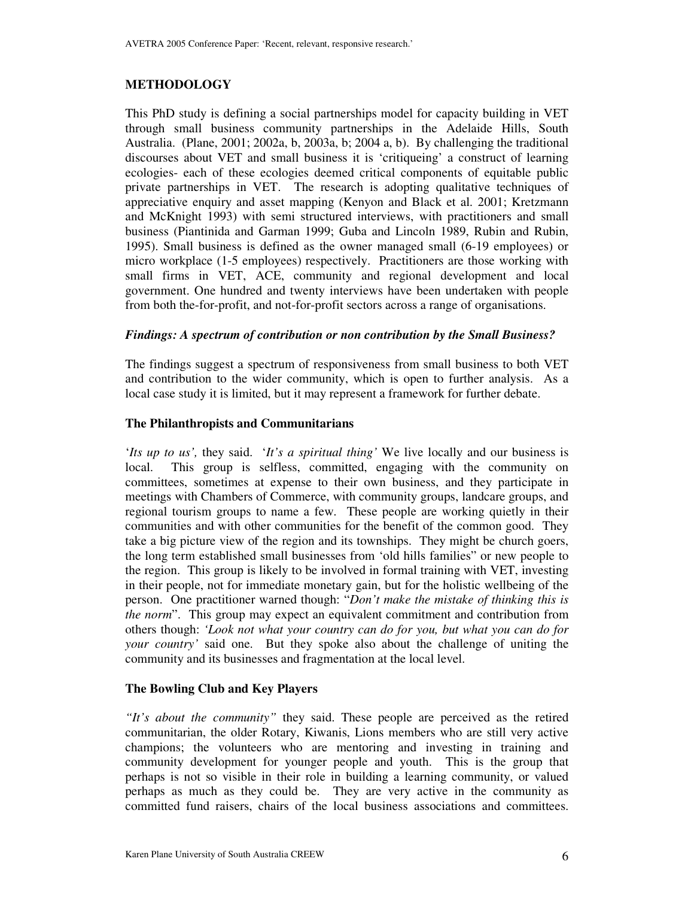## METHODOLOGY

This PhD study is defining a social partnerships model for capacity building in VET through small business community partnerships in the Adelaide Hills, South Australia. (Plane, 2001; 2002a, b, 2003a, b; 2004 a, b). By challenging the traditional discourses about VET and small business it is 'critiqueing' a construct of learning ecologies- each of these ecologies deemed critical components of equitable public private partnerships in VET. The research is adopting qualitative techniques of appreciative enquiry and asset mapping (Kenyon and Black et al. 2001; Kretzmann and McKnight 1993) with semi structured interviews, with practitioners and small business (Piantinida and Garman 1999; Guba and Lincoln 1989, Rubin and Rubin, 1995). Small business is defined as the owner managed small (6-19 employees) or micro workplace (1-5 employees) respectively. Practitioners are those working with small firms in VET, ACE, community and regional development and local government. One hundred and twenty interviews have been undertaken with people from both the-for-profit, and not-for-profit sectors across a range of organisations.

### *Findings: A spectrum of contribution or non contribution by the Small Business?*

The findings suggest a spectrum of responsiveness from small business to both VET and contribution to the wider community, which is open to further analysis. As a local case study it is limited, but it may represent a framework for further debate.

### The Philanthropists and Communitarians

'*Its up to us',* they said. '*It's a spiritual thing'* We live locally and our business is local. This group is selfless, committed, engaging with the community on committees, sometimes at expense to their own business, and they participate in meetings with Chambers of Commerce, with community groups, landcare groups, and regional tourism groups to name a few. These people are working quietly in their communities and with other communities for the benefit of the common good. They take a big picture view of the region and its townships. They might be church goers, the long term established small businesses from 'old hills families" or new people to the region. This group is likely to be involved in formal training with VET, investing in their people, not for immediate monetary gain, but for the holistic wellbeing of the person. One practitioner warned though: "*Don't make the mistake of thinking this is the norm*". This group may expect an equivalent commitment and contribution from others though: *'Look not what your country can do for you, but what you can do for your country'* said one. But they spoke also about the challenge of uniting the community and its businesses and fragmentation at the local level.

### The Bowling Club and Key Players

*"It's about the community"* they said. These people are perceived as the retired communitarian, the older Rotary, Kiwanis, Lions members who are still very active champions; the volunteers who are mentoring and investing in training and community development for younger people and youth. This is the group that perhaps is not so visible in their role in building a learning community, or valued perhaps as much as they could be. They are very active in the community as committed fund raisers, chairs of the local business associations and committees.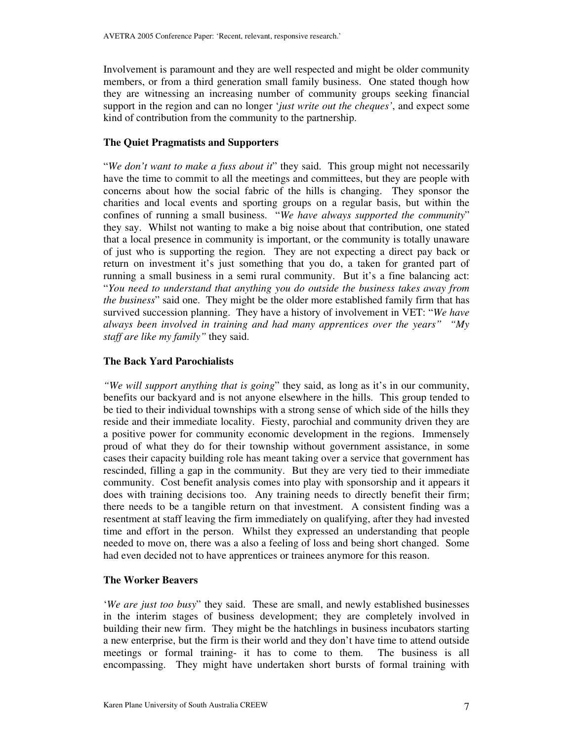Involvement is paramount and they are well respected and might be older community members, or from a third generation small family business. One stated though how they are witnessing an increasing number of community groups seeking financial support in the region and can no longer '*just write out the cheques'*, and expect some kind of contribution from the community to the partnership.

### The Quiet Pragmatists and Supporters

"*We don't want to make a fuss about it*" they said. This group might not necessarily have the time to commit to all the meetings and committees, but they are people with concerns about how the social fabric of the hills is changing. They sponsor the charities and local events and sporting groups on a regular basis, but within the confines of running a small business. "*We have always supported the community*" they say. Whilst not wanting to make a big noise about that contribution, one stated that a local presence in community is important, or the community is totally unaware of just who is supporting the region. They are not expecting a direct pay back or return on investment it's just something that you do, a taken for granted part of running a small business in a semi rural community. But it's a fine balancing act: "*You need to understand that anything you do outside the business takes away from the business*" said one. They might be the older more established family firm that has survived succession planning. They have a history of involvement in VET: "*We have always been involved in training and had many apprentices over the years" "My staff are like my family"* they said.

### The Back Yard Parochialists

*"We will support anything that is going*" they said, as long as it's in our community, benefits our backyard and is not anyone elsewhere in the hills. This group tended to be tied to their individual townships with a strong sense of which side of the hills they reside and their immediate locality. Fiesty, parochial and community driven they are a positive power for community economic development in the regions. Immensely proud of what they do for their township without government assistance, in some cases their capacity building role has meant taking over a service that government has rescinded, filling a gap in the community. But they are very tied to their immediate community. Cost benefit analysis comes into play with sponsorship and it appears it does with training decisions too. Any training needs to directly benefit their firm; there needs to be a tangible return on that investment. A consistent finding was a resentment at staff leaving the firm immediately on qualifying, after they had invested time and effort in the person. Whilst they expressed an understanding that people needed to move on, there was a also a feeling of loss and being short changed. Some had even decided not to have apprentices or trainees anymore for this reason.

### The Worker Beavers

'*We are just too busy*" they said. These are small, and newly established businesses in the interim stages of business development; they are completely involved in building their new firm. They might be the hatchlings in business incubators starting a new enterprise, but the firm is their world and they don't have time to attend outside meetings or formal training- it has to come to them. The business is all encompassing. They might have undertaken short bursts of formal training with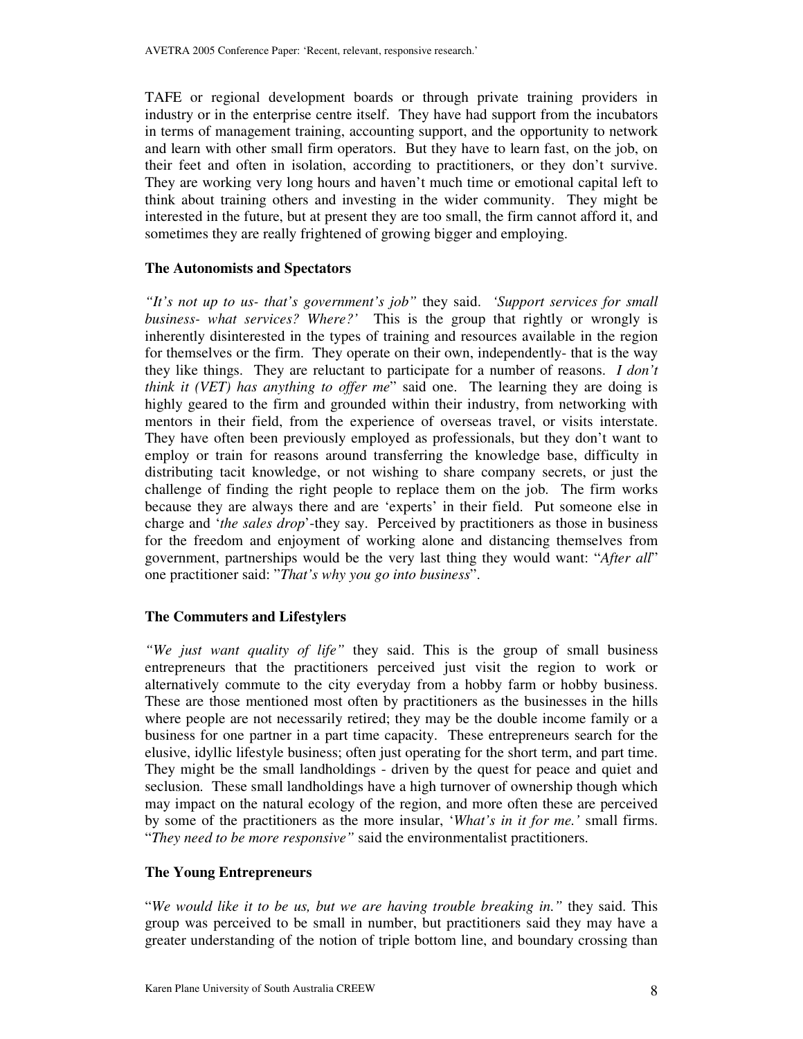TAFE or regional development boards or through private training providers in industry or in the enterprise centre itself. They have had support from the incubators in terms of management training, accounting support, and the opportunity to network and learn with other small firm operators. But they have to learn fast, on the job, on their feet and often in isolation, according to practitioners, or they don't survive. They are working very long hours and haven't much time or emotional capital left to think about training others and investing in the wider community. They might be interested in the future, but at present they are too small, the firm cannot afford it, and sometimes they are really frightened of growing bigger and employing.

**The Autonomists and Spectators**

*"It's not up to us- that's government's job"* they said. *'Support services for small business- what services? Where?'* This is the group that rightly or wrongly is inherently disinterested in the types of training and resources available in the region for themselves or the firm. They operate on their own, independently- that is the way they like things. They are reluctant to participate for a number of reasons. *I don't think it (VET) has anything to offer me*" said one. The learning they are doing is highly geared to the firm and grounded within their industry, from networking with mentors in their field, from the experience of overseas travel, or visits interstate. They have often been previously employed as professionals, but they don't want to employ or train for reasons around transferring the knowledge base, difficulty in distributing tacit knowledge, or not wishing to share company secrets, or just the challenge of finding the right people to replace them on the job. The firm works because they are always there and are 'experts' in their field. Put someone else in charge and '*the sales drop*'-they say. Perceived by practitioners as those in business for the freedom and enjoyment of working alone and distancing themselves from government, partnerships would be the very last thing they would want: "*After all*" one practitioner said: "*That's why you go into business*".

**The Commuters and Lifestylers**

*"We just want quality of life"* they said. This is the group of small business entrepreneurs that the practitioners perceived just visit the region to work or alternatively commute to the city everyday from a hobby farm or hobby business. These are those mentioned most often by practitioners as the businesses in the hills where people are not necessarily retired; they may be the double income family or a business for one partner in a part time capacity. These entrepreneurs search for the elusive, idyllic lifestyle business; often just operating for the short term, and part time. They might be the small landholdings - driven by the quest for peace and quiet and seclusion. These small landholdings have a high turnover of ownership though which may impact on the natural ecology of the region, and more often these are perceived by some of the practitioners as the more insular, '*What's in it for me.'* small firms. "*They need to be more responsive"* said the environmentalist practitioners.

**The Young Entrepreneurs**

"*We would like it to be us, but we are having trouble breaking in."* they said. This group was perceived to be small in number, but practitioners said they may have a greater understanding of the notion of triple bottom line, and boundary crossing than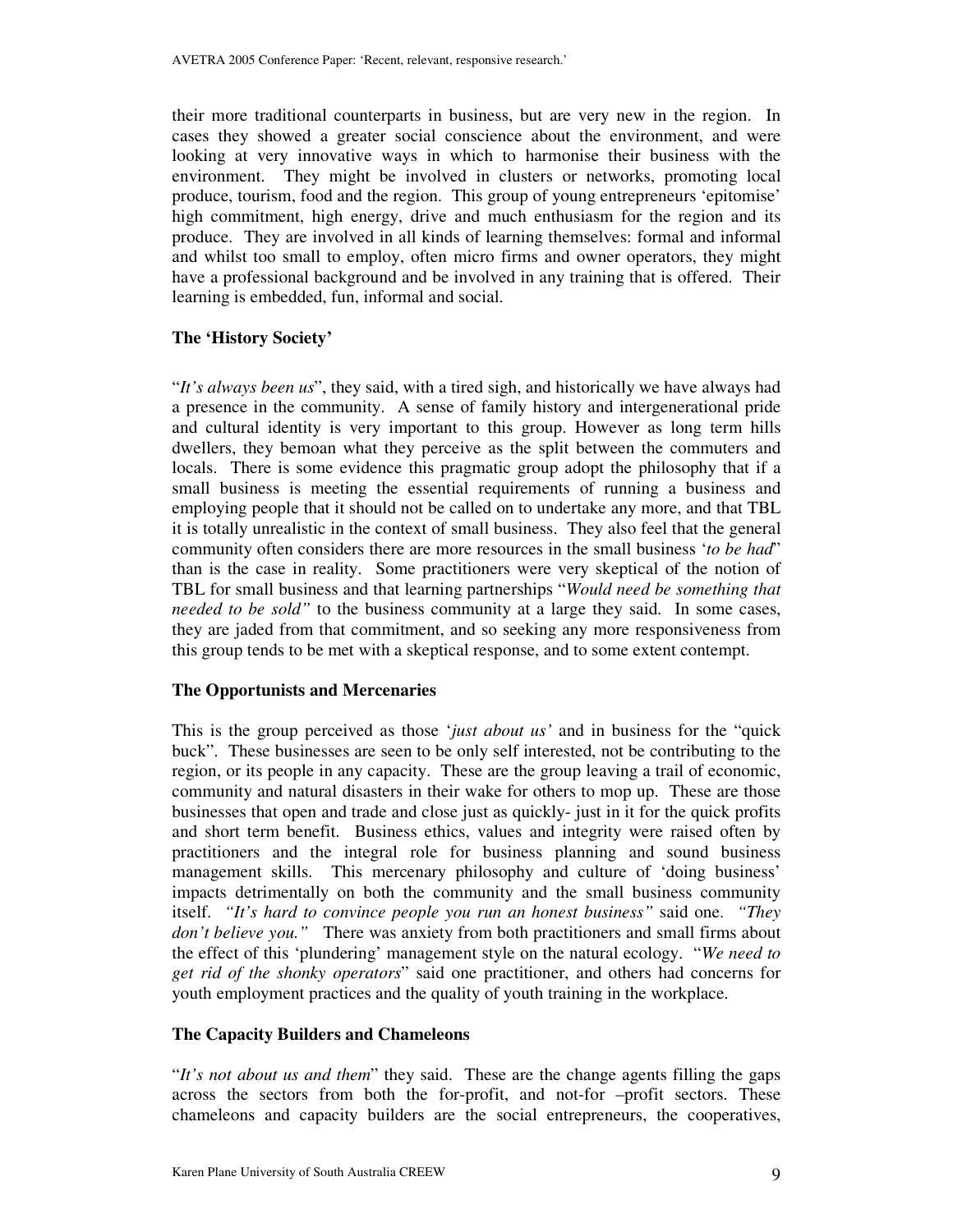their more traditional counterparts in business, but are very new in the region. In cases they showed a greater social conscience about the environment, and were looking at very innovative ways in which to harmonise their business with the environment. They might be involved in clusters or networks, promoting local produce, tourism, food and the region. This group of young entrepreneurs 'epitomise' high commitment, high energy, drive and much enthusiasm for the region and its produce. They are involved in all kinds of learning themselves: formal and informal and whilst too small to employ, often micro firms and owner operators, they might have a professional background and be involved in any training that is offered. Their learning is embedded, fun, informal and social.

**The 'History Society'**

"*It's always been us*", they said, with a tired sigh, and historically we have always had a presence in the community. A sense of family history and intergenerational pride and cultural identity is very important to this group. However as long term hills dwellers, they bemoan what they perceive as the split between the commuters and locals. There is some evidence this pragmatic group adopt the philosophy that if a small business is meeting the essential requirements of running a business and employing people that it should not be called on to undertake any more, and that TBL it is totally unrealistic in the context of small business. They also feel that the general community often considers there are more resources in the small business '*to be had*' than is the case in reality. Some practitioners were very skeptical of the notion of TBL for small business and that learning partnerships "*Would need be something that needed to be sold"* to the business community at a large they said. In some cases, they are jaded from that commitment, and so seeking any more responsiveness from this group tends to be met with a skeptical response, and to some extent contempt.

**The Opportunists and Mercenaries**

This is the group perceived as those '*just about us'* and in business for the "quick buck". These businesses are seen to be only self interested, not be contributing to the region, or its people in any capacity. These are the group leaving a trail of economic, community and natural disasters in their wake for others to mop up. These are those businesses that open and trade and close just as quickly- just in it for the quick profits and short term benefit. Business ethics, values and integrity were raised often by practitioners and the integral role for business planning and sound business management skills. This mercenary philosophy and culture of 'doing business' impacts detrimentally on both the community and the small business community itself. *"It's hard to convince people you run an honest business"* said one. *"They don't believe you."* There was anxiety from both practitioners and small firms about the effect of this 'plundering' management style on the natural ecology. "*We need to get rid of the shonky operators*" said one practitioner, and others had concerns for youth employment practices and the quality of youth training in the workplace.

**The Capacity Builders and Chameleons**

"*It's not about us and them*" they said. These are the change agents filling the gaps across the sectors from both the for-profit, and not-for –profit sectors. These chameleons and capacity builders are the social entrepreneurs, the cooperatives,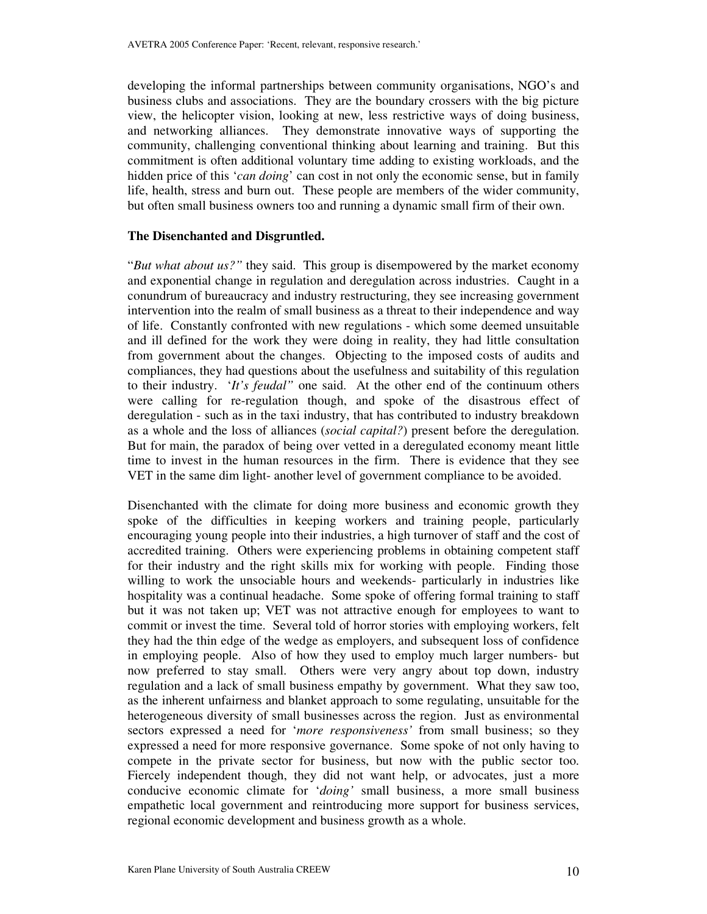developing the informal partnerships between community organisations, NGO's and business clubs and associations. They are the boundary crossers with the big picture view, the helicopter vision, looking at new, less restrictive ways of doing business, and networking alliances. They demonstrate innovative ways of supporting the community, challenging conventional thinking about learning and training. But this commitment is often additional voluntary time adding to existing workloads, and the hidden price of this '*can doing*' can cost in not only the economic sense, but in family life, health, stress and burn out. These people are members of the wider community, but often small business owners too and running a dynamic small firm of their own.

**The Disenchanted and Disgruntled.**

"*But what about us?"* they said. This group is disempowered by the market economy and exponential change in regulation and deregulation across industries. Caught in a conundrum of bureaucracy and industry restructuring, they see increasing government intervention into the realm of small business as a threat to their independence and way of life. Constantly confronted with new regulations - which some deemed unsuitable and ill defined for the work they were doing in reality, they had little consultation from government about the changes. Objecting to the imposed costs of audits and compliances, they had questions about the usefulness and suitability of this regulation to their industry. '*It's feudal"* one said. At the other end of the continuum others were calling for re-regulation though, and spoke of the disastrous effect of deregulation - such as in the taxi industry, that has contributed to industry breakdown as a whole and the loss of alliances (*social capital?*) present before the deregulation. But for main, the paradox of being over vetted in a deregulated economy meant little time to invest in the human resources in the firm. There is evidence that they see VET in the same dim light- another level of government compliance to be avoided.

Disenchanted with the climate for doing more business and economic growth they spoke of the difficulties in keeping workers and training people, particularly encouraging young people into their industries, a high turnover of staff and the cost of accredited training. Others were experiencing problems in obtaining competent staff for their industry and the right skills mix for working with people. Finding those willing to work the unsociable hours and weekends- particularly in industries like hospitality was a continual headache. Some spoke of offering formal training to staff but it was not taken up; VET was not attractive enough for employees to want to commit or invest the time. Several told of horror stories with employing workers, felt they had the thin edge of the wedge as employers, and subsequent loss of confidence in employing people. Also of how they used to employ much larger numbers- but now preferred to stay small. Others were very angry about top down, industry regulation and a lack of small business empathy by government. What they saw too, as the inherent unfairness and blanket approach to some regulating, unsuitable for the heterogeneous diversity of small businesses across the region. Just as environmental sectors expressed a need for '*more responsiveness'* from small business; so they expressed a need for more responsive governance. Some spoke of not only having to compete in the private sector for business, but now with the public sector too. Fiercely independent though, they did not want help, or advocates, just a more conducive economic climate for '*doing'* small business, a more small business empathetic local government and reintroducing more support for business services, regional economic development and business growth as a whole.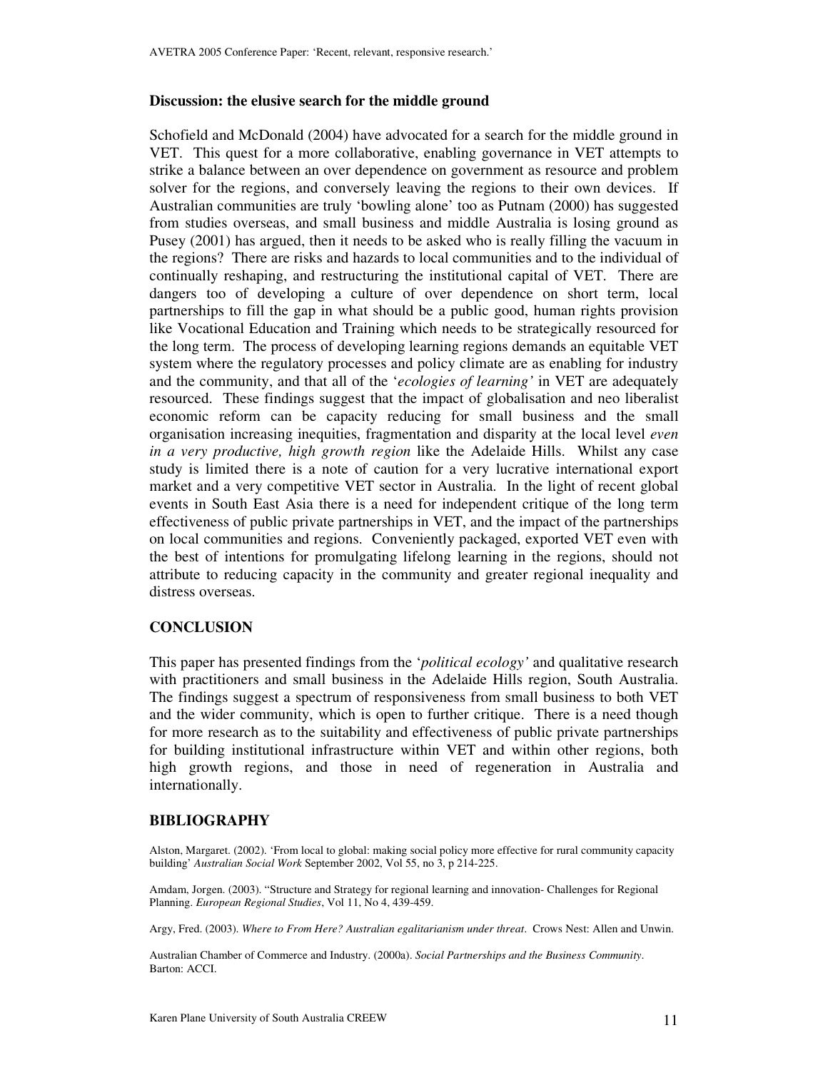**Discussion: the elusive search for the middle ground**

Schofield and McDonald (2004) have advocated for a search for the middle ground in VET. This quest for a more collaborative, enabling governance in VET attempts to strike a balance between an over dependence on government as resource and problem solver for the regions, and conversely leaving the regions to their own devices. If Australian communities are truly 'bowling alone' too as Putnam (2000) has suggested from studies overseas, and small business and middle Australia is losing ground as Pusey (2001) has argued, then it needs to be asked who is really filling the vacuum in the regions? There are risks and hazards to local communities and to the individual of continually reshaping, and restructuring the institutional capital of VET. There are dangers too of developing a culture of over dependence on short term, local partnerships to fill the gap in what should be a public good, human rights provision like Vocational Education and Training which needs to be strategically resourced for the long term. The process of developing learning regions demands an equitable VET system where the regulatory processes and policy climate are as enabling for industry and the community, and that all of the '*ecologies of learning'* in VET are adequately resourced. These findings suggest that the impact of globalisation and neo liberalist economic reform can be capacity reducing for small business and the small organisation increasing inequities, fragmentation and disparity at the local level *even in a very productive, high growth region* like the Adelaide Hills. Whilst any case study is limited there is a note of caution for a very lucrative international export market and a very competitive VET sector in Australia. In the light of recent global events in South East Asia there is a need for independent critique of the long term effectiveness of public private partnerships in VET, and the impact of the partnerships on local communities and regions. Conveniently packaged, exported VET even with the best of intentions for promulgating lifelong learning in the regions, should not attribute to reducing capacity in the community and greater regional inequality and distress overseas.

## CONCLUSION

This paper has presented findings from the '*political ecology'* and qualitative research with practitioners and small business in the Adelaide Hills region, South Australia. The findings suggest a spectrum of responsiveness from small business to both VET and the wider community, which is open to further critique. There is a need though for more research as to the suitability and effectiveness of public private partnerships for building institutional infrastructure within VET and within other regions, both high growth regions, and those in need of regeneration in Australia and internationally.

## BIBLIOGRAPHY

Alston, Margaret. (2002). 'From local to global: making social policy more effective for rural community capacity building' *Australian Social Work* September 2002, Vol 55, no 3, p 214-225.

Amdam, Jorgen. (2003). "Structure and Strategy for regional learning and innovation- Challenges for Regional Planning. *European Regional Studies*, Vol 11, No 4, 439-459.

Argy, Fred. (2003). *Where to From Here? Australian egalitarianism under threat*. Crows Nest: Allen and Unwin.

Australian Chamber of Commerce and Industry. (2000a). *Social Partnerships and the Business Community*. Barton: ACCI.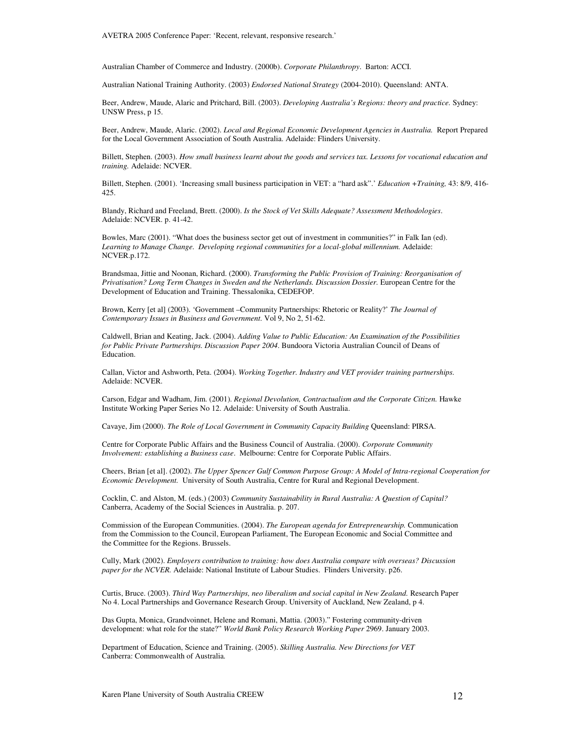Australian Chamber of Commerce and Industry. (2000b). *Corporate Philanthropy*. Barton: ACCI.

Australian National Training Authority. (2003) *Endorsed National Strategy* (2004-2010). Queensland: ANTA.

Beer, Andrew, Maude, Alaric and Pritchard, Bill. (2003). *Developing Australia's Regions: theory and practice.* Sydney: UNSW Press, p 15.

Beer, Andrew, Maude, Alaric. (2002). *Local and Regional Economic Development Agencies in Australia.* Report Prepared for the Local Government Association of South Australia. Adelaide: Flinders University.

Billett, Stephen. (2003). *How small business learnt about the goods and services tax. Lessons for vocational education and training.* Adelaide: NCVER.

Billett, Stephen. (2001). 'Increasing small business participation in VET: a "hard ask".' *Education +Training,* 43: 8/9, 416-425.

Blandy, Richard and Freeland, Brett. (2000). *Is the Stock of Vet Skills Adequate? Assessment Methodologies*. Adelaide: NCVER. p. 41-42.

Bowles, Marc (2001). "What does the business sector get out of investment in communities?" in Falk Ian (ed). *Learning to Manage Change. Developing regional communities for a local-global millennium.* Adelaide: NCVER.p.172.

Brandsmaa, Jittie and Noonan, Richard. (2000). *Transforming the Public Provision of Training: Reorganisation of Privatisation? Long Term Changes in Sweden and the Netherlands. Discussion Dossier.* European Centre for the Development of Education and Training. Thessalonika, CEDEFOP.

Brown, Kerry [et al] (2003). 'Government –Community Partnerships: Rhetoric or Reality?' *The Journal of Contemporary Issues in Business and Government.* Vol 9, No 2, 51-62.

Caldwell, Brian and Keating, Jack. (2004). *Adding Value to Public Education: An Examination of the Possibilities for Public Private Partnerships. Discussion Paper 2004*. Bundoora Victoria Australian Council of Deans of Education.

Callan, Victor and Ashworth, Peta. (2004). *Working Together. Industry and VET provider training partnerships.* Adelaide: NCVER.

Carson, Edgar and Wadham, Jim. (2001). *Regional Devolution, Contractualism and the Corporate Citizen.* Hawke Institute Working Paper Series No 12. Adelaide: University of South Australia.

Cavaye, Jim (2000). *The Role of Local Government in Community Capacity Building* Queensland: PIRSA.

Centre for Corporate Public Affairs and the Business Council of Australia. (2000). *Corporate Community Involvement: establishing a Business case*. Melbourne: Centre for Corporate Public Affairs.

Cheers, Brian [et al]. (2002). *The Upper Spencer Gulf Common Purpose Group: A Model of Intra-regional Cooperation for Economic Development.* University of South Australia, Centre for Rural and Regional Development.

Cocklin, C. and Alston, M. (eds.) (2003) *Community Sustainability in Rural Australia: A Question of Capital?* Canberra, Academy of the Social Sciences in Australia. p. 207.

Commission of the European Communities. (2004). *The European agenda for Entrepreneurship.* Communication from the Commission to the Council, European Parliament, The European Economic and Social Committee and the Committee for the Regions. Brussels.

Cully, Mark (2002). *Employers contribution to training: how does Australia compare with overseas? Discussion paper for the NCVER.* Adelaide: National Institute of Labour Studies. Flinders University. p26.

Curtis, Bruce. (2003). *Third Way Partnerships, neo liberalism and social capital in New Zealand.* Research Paper No 4. Local Partnerships and Governance Research Group. University of Auckland, New Zealand, p 4.

Das Gupta, Monica, Grandvoinnet, Helene and Romani, Mattia. (2003)." Fostering community-driven development: what role for the state?" *World Bank Policy Research Working Paper* 2969. January 2003.

Department of Education, Science and Training. (2005). *Skilling Australia. New Directions for VET* Canberra: Commonwealth of Australia.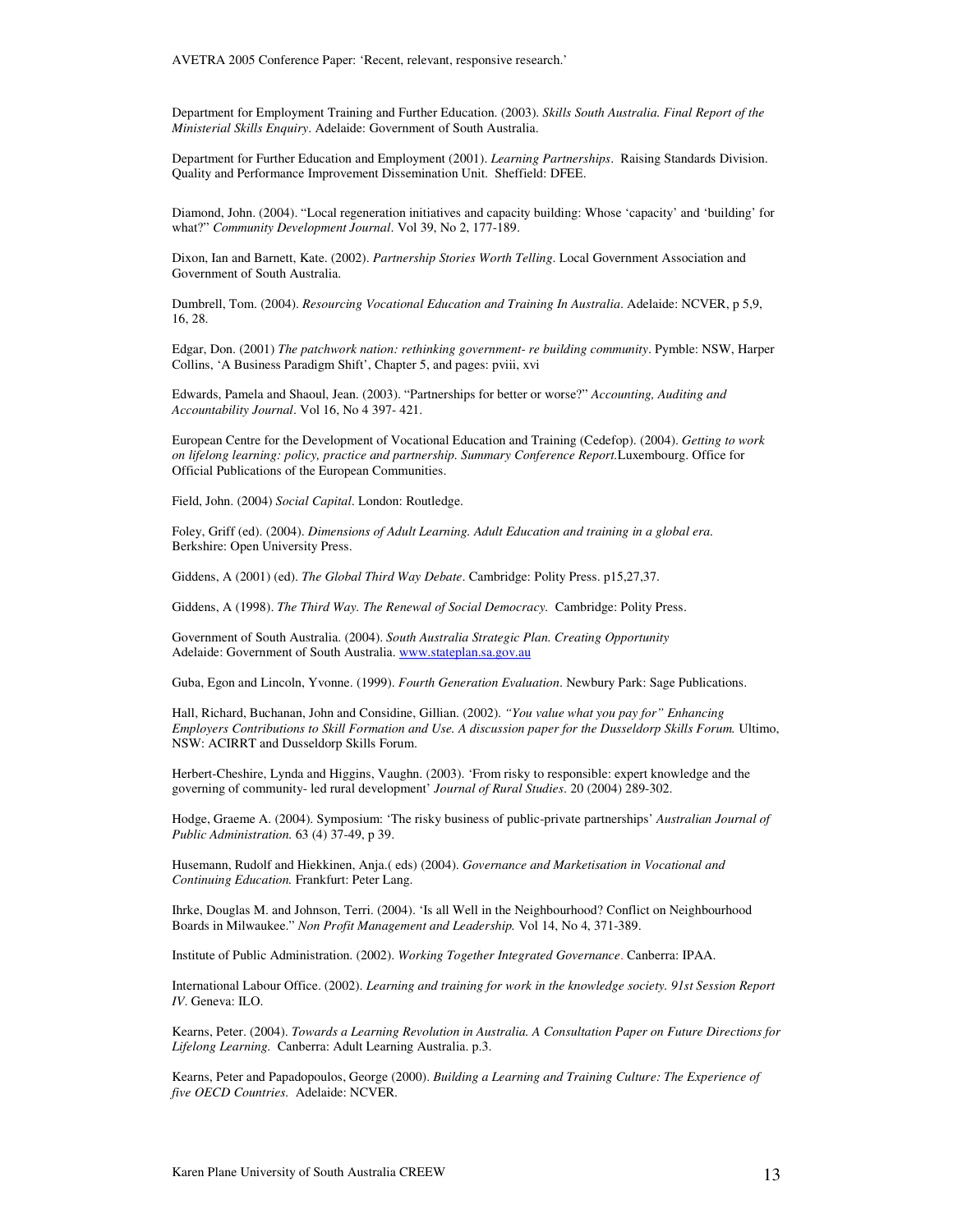Department for Employment Training and Further Education. (2003). *Skills South Australia. Final Report of the Ministerial Skills Enquiry*. Adelaide: Government of South Australia.

Department for Further Education and Employment (2001). *Learning Partnerships*. Raising Standards Division. Quality and Performance Improvement Dissemination Unit. Sheffield: DFEE.

Diamond, John. (2004). "Local regeneration initiatives and capacity building: Whose 'capacity' and 'building' for what?" *Community Development Journal*. Vol 39, No 2, 177-189.

Dixon, Ian and Barnett, Kate. (2002). *Partnership Stories Worth Telling*. Local Government Association and Government of South Australia.

Dumbrell, Tom. (2004). *Resourcing Vocational Education and Training In Australia*. Adelaide: NCVER, p 5,9, 16, 28.

Edgar, Don. (2001) *The patchwork nation: rethinking government- re building community*. Pymble: NSW, Harper Collins, 'A Business Paradigm Shift', Chapter 5, and pages: pviii, xvi

Edwards, Pamela and Shaoul, Jean. (2003). "Partnerships for better or worse?" *Accounting, Auditing and Accountability Journal*. Vol 16, No 4 397- 421.

European Centre for the Development of Vocational Education and Training (Cedefop). (2004). *Getting to work on lifelong learning: policy, practice and partnership. Summary Conference Report.*Luxembourg. Office for Official Publications of the European Communities.

Field, John. (2004) *Social Capital*. London: Routledge.

Foley, Griff (ed). (2004). *Dimensions of Adult Learning. Adult Education and training in a global era.* Berkshire: Open University Press.

Giddens, A (2001) (ed). *The Global Third Way Debate*. Cambridge: Polity Press. p15,27,37.

Giddens, A (1998). *The Third Way. The Renewal of Social Democracy.* Cambridge: Polity Press.

Government of South Australia. (2004). *South Australia Strategic Plan. Creating Opportunity* Adelaide: Government of South Australia. www.stateplan.sa.gov.au

Guba, Egon and Lincoln, Yvonne. (1999). *Fourth Generation Evaluation*. Newbury Park: Sage Publications.

Hall, Richard, Buchanan, John and Considine, Gillian. (2002). *"You value what you pay for" Enhancing Employers Contributions to Skill Formation and Use. A discussion paper for the Dusseldorp Skills Forum.* Ultimo, NSW: ACIRRT and Dusseldorp Skills Forum.

Herbert-Cheshire, Lynda and Higgins, Vaughn. (2003). 'From risky to responsible: expert knowledge and the governing of community- led rural development' *Journal of Rural Studies*. 20 (2004) 289-302.

Hodge, Graeme A. (2004). Symposium: 'The risky business of public-private partnerships' *Australian Journal of Public Administration.* 63 (4) 37-49, p 39.

Husemann, Rudolf and Hiekkinen, Anja.( eds) (2004). *Governance and Marketisation in Vocational and Continuing Education.* Frankfurt: Peter Lang.

Ihrke, Douglas M. and Johnson, Terri. (2004). 'Is all Well in the Neighbourhood? Conflict on Neighbourhood Boards in Milwaukee." *Non Profit Management and Leadership.* Vol 14, No 4, 371-389.

Institute of Public Administration. (2002). *Working Together Integrated Governance*. Canberra: IPAA.

International Labour Office. (2002). *Learning and training for work in the knowledge society. 91st Session Report IV*. Geneva: ILO.

Kearns, Peter. (2004). *Towards a Learning Revolution in Australia. A Consultation Paper on Future Directions for Lifelong Learning.* Canberra: Adult Learning Australia. p.3.

Kearns, Peter and Papadopoulos, George (2000). *Building a Learning and Training Culture: The Experience of five OECD Countries.* Adelaide: NCVER.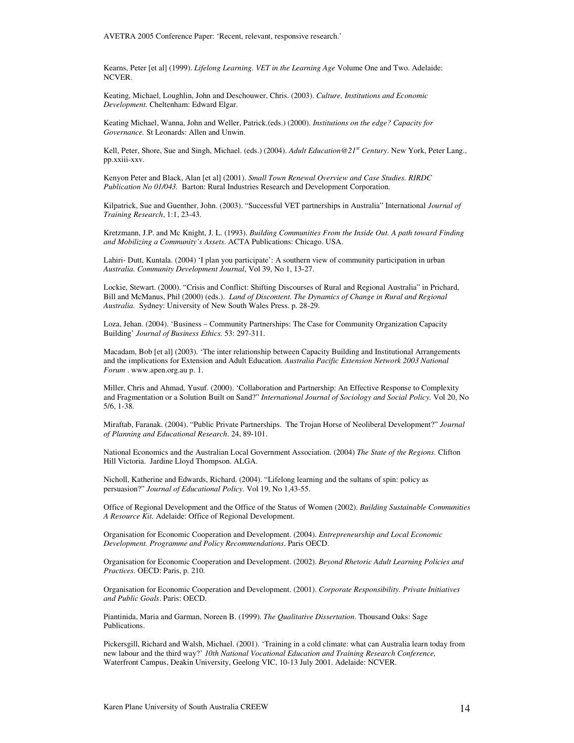Kearns, Peter [et al] (1999). *Lifelong Learning. VET in the Learning Age* Volume One and Two. Adelaide: NCVER.

Keating, Michael, Loughlin, John and Deschouwer, Chris. (2003). *Culture, Institutions and Economic Development.* Cheltenham: Edward Elgar.

Keating Michael, Wanna, John and Weller, Patrick.(eds.) (2000). *Institutions on the edge? Capacity for Governance.* St Leonards: Allen and Unwin.

Kell, Peter, Shore, Sue and Singh, Michael. (eds.) (2004). *Adult Education@21st Century*. New York, Peter Lang., pp.xxiii-xxv.

Kenyon Peter and Black, Alan [et al] (2001). *Small Town Renewal Overview and Case Studies. RIRDC Publication No 01/043.* Barton: Rural Industries Research and Development Corporation.

Kilpatrick, Sue and Guenther, John. (2003). "Successful VET partnerships in Australia" International *Journal of Training Research*, 1:1, 23-43.

Kretzmann, J.P. and Mc Knight, J. L. (1993). *Building Communities From the Inside Out. A path toward Finding and Mobilizing a Community's Assets*. ACTA Publications: Chicago. USA.

Lahiri- Dutt, Kuntala. (2004) 'I plan you participate': A southern view of community participation in urban *Australia. Community Development Journal*, Vol 39, No 1, 13-27.

Lockie, Stewart. (2000). "Crisis and Conflict: Shifting Discourses of Rural and Regional Australia" in Prichard, Bill and McManus, Phil (2000) (eds.). *Land of Discontent. The Dynamics of Change in Rural and Regional Australia.* Sydney: University of New South Wales Press. p. 28-29.

Loza, Jehan. (2004). 'Business – Community Partnerships: The Case for Community Organization Capacity Building' *Journal of Business Ethics.* 53: 297-311.

Macadam, Bob [et al] (2003). 'The inter relationship between Capacity Building and Institutional Arrangements and the implications for Extension and Adult Education. *Australia Pacific Extension Network 2003 National Forum* . www.apen.org.au p. 1.

Miller, Chris and Ahmad, Yusuf. (2000). 'Collaboration and Partnership: An Effective Response to Complexity and Fragmentation or a Solution Built on Sand?" *International Journal of Sociology and Social Policy.* Vol 20, No 5/6, 1-38.

Miraftab, Faranak. (2004). "Public Private Partnerships. The Trojan Horse of Neoliberal Development?" *Journal of Planning and Educational Research*. 24, 89-101.

National Economics and the Australian Local Government Association. (2004) *The State of the Regions.* Clifton Hill Victoria. Jardine Lloyd Thompson. ALGA.

Nicholl, Katherine and Edwards, Richard. (2004). "Lifelong learning and the sultans of spin: policy as persuasion?" *Journal of Educational Policy*. Vol 19, No 1,43-55.

Office of Regional Development and the Office of the Status of Women (2002). *Building Sustainable Communities A Resource Kit.* Adelaide: Office of Regional Development.

Organisation for Economic Cooperation and Development. (2004). *Entrepreneurship and Local Economic Development. Programme and Policy Recommendations*. Paris OECD.

Organisation for Economic Cooperation and Development. (2002). *Beyond Rhetoric Adult Learning Policies and Practices.* OECD: Paris, p. 210.

Organisation for Economic Cooperation and Development. (2001). *Corporate Responsibility. Private Initiatives and Public Goals*. Paris: OECD.

Piantinida, Maria and Garman, Noreen B. (1999). *The Qualitative Dissertation*. Thousand Oaks: Sage Publications.

Pickersgill, Richard and Walsh, Michael. (2001). 'Training in a cold climate: what can Australia learn today from new labour and the third way?' *10th National Vocational Education and Training Research Conference,* Waterfront Campus, Deakin University, Geelong VIC, 10-13 July 2001. Adelaide: NCVER.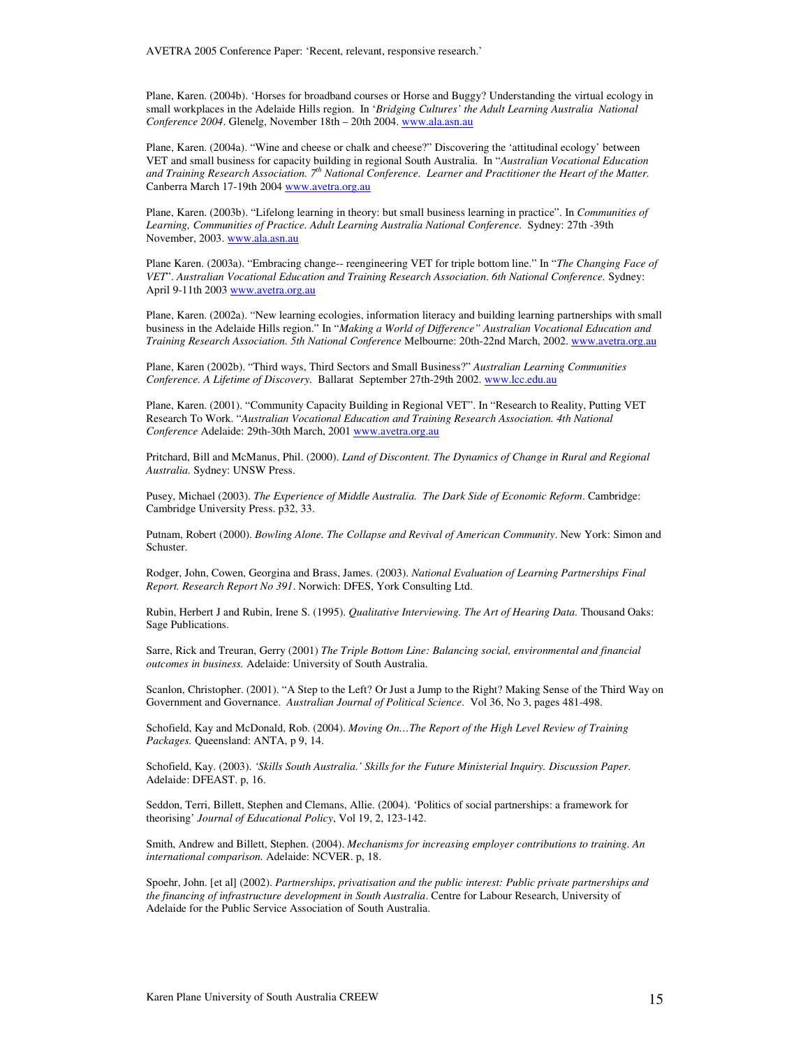Plane, Karen. (2004b). 'Horses for broadband courses or Horse and Buggy? Understanding the virtual ecology in small workplaces in the Adelaide Hills region. In '*Bridging Cultures' the Adult Learning Australia National Conference 2004*. Glenelg, November 18th – 20th 2004. www.ala.asn.au

Plane, Karen. (2004a). "Wine and cheese or chalk and cheese?" Discovering the 'attitudinal ecology' between VET and small business for capacity building in regional South Australia. In "*Australian Vocational Education and Training Research Association. 7th National Conference. Learner and Practitioner the Heart of the Matter.* Canberra March 17-19th 2004 www.avetra.org.au

Plane, Karen. (2003b). "Lifelong learning in theory: but small business learning in practice". In *Communities of Learning, Communities of Practice. Adult Learning Australia National Conference.* Sydney: 27th -39th November, 2003. www.ala.asn.au

Plane Karen. (2003a). "Embracing change-- reengineering VET for triple bottom line." In "*The Changing Face of VET*". *Australian Vocational Education and Training Research Association. 6th National Conference.* Sydney: April 9-11th 2003 www.avetra.org.au

Plane, Karen. (2002a). "New learning ecologies, information literacy and building learning partnerships with small business in the Adelaide Hills region." In "*Making a World of Difference" Australian Vocational Education and Training Research Association. 5th National Conference* Melbourne: 20th-22nd March, 2002. www.avetra.org.au

Plane, Karen (2002b). "Third ways, Third Sectors and Small Business?" *Australian Learning Communities Conference. A Lifetime of Discovery.* Ballarat September 27th-29th 2002. www.lcc.edu.au

Plane, Karen. (2001). "Community Capacity Building in Regional VET". In "Research to Reality, Putting VET Research To Work. "*Australian Vocational Education and Training Research Association. 4th National Conference* Adelaide: 29th-30th March, 2001 www.avetra.org.au

Pritchard, Bill and McManus, Phil. (2000). *Land of Discontent. The Dynamics of Change in Rural and Regional Australia.* Sydney: UNSW Press.

Pusey, Michael (2003). *The Experience of Middle Australia. The Dark Side of Economic Reform*. Cambridge: Cambridge University Press. p32, 33.

Putnam, Robert (2000). *Bowling Alone. The Collapse and Revival of American Community*. New York: Simon and Schuster.

Rodger, John, Cowen, Georgina and Brass, James. (2003). *National Evaluation of Learning Partnerships Final Report. Research Report No 391*. Norwich: DFES, York Consulting Ltd.

Rubin, Herbert J and Rubin, Irene S. (1995). *Qualitative Interviewing. The Art of Hearing Data.* Thousand Oaks: Sage Publications.

Sarre, Rick and Treuran, Gerry (2001) *The Triple Bottom Line: Balancing social, environmental and financial outcomes in business.* Adelaide: University of South Australia.

Scanlon, Christopher. (2001). "A Step to the Left? Or Just a Jump to the Right? Making Sense of the Third Way on Government and Governance. *Australian Journal of Political Science*. Vol 36, No 3, pages 481-498.

Schofield, Kay and McDonald, Rob. (2004). *Moving On…The Report of the High Level Review of Training Packages.* Queensland: ANTA, p 9, 14.

Schofield, Kay. (2003). *'Skills South Australia.' Skills for the Future Ministerial Inquiry. Discussion Paper.* Adelaide: DFEAST. p, 16.

Seddon, Terri, Billett, Stephen and Clemans, Allie. (2004). 'Politics of social partnerships: a framework for theorising' *Journal of Educational Policy*, Vol 19, 2, 123-142.

Smith, Andrew and Billett, Stephen. (2004). *Mechanisms for increasing employer contributions to training. An international comparison.* Adelaide: NCVER. p, 18.

Spoehr, John. [et al] (2002). *Partnerships, privatisation and the public interest: Public private partnerships and the financing of infrastructure development in South Australia*. Centre for Labour Research, University of Adelaide for the Public Service Association of South Australia.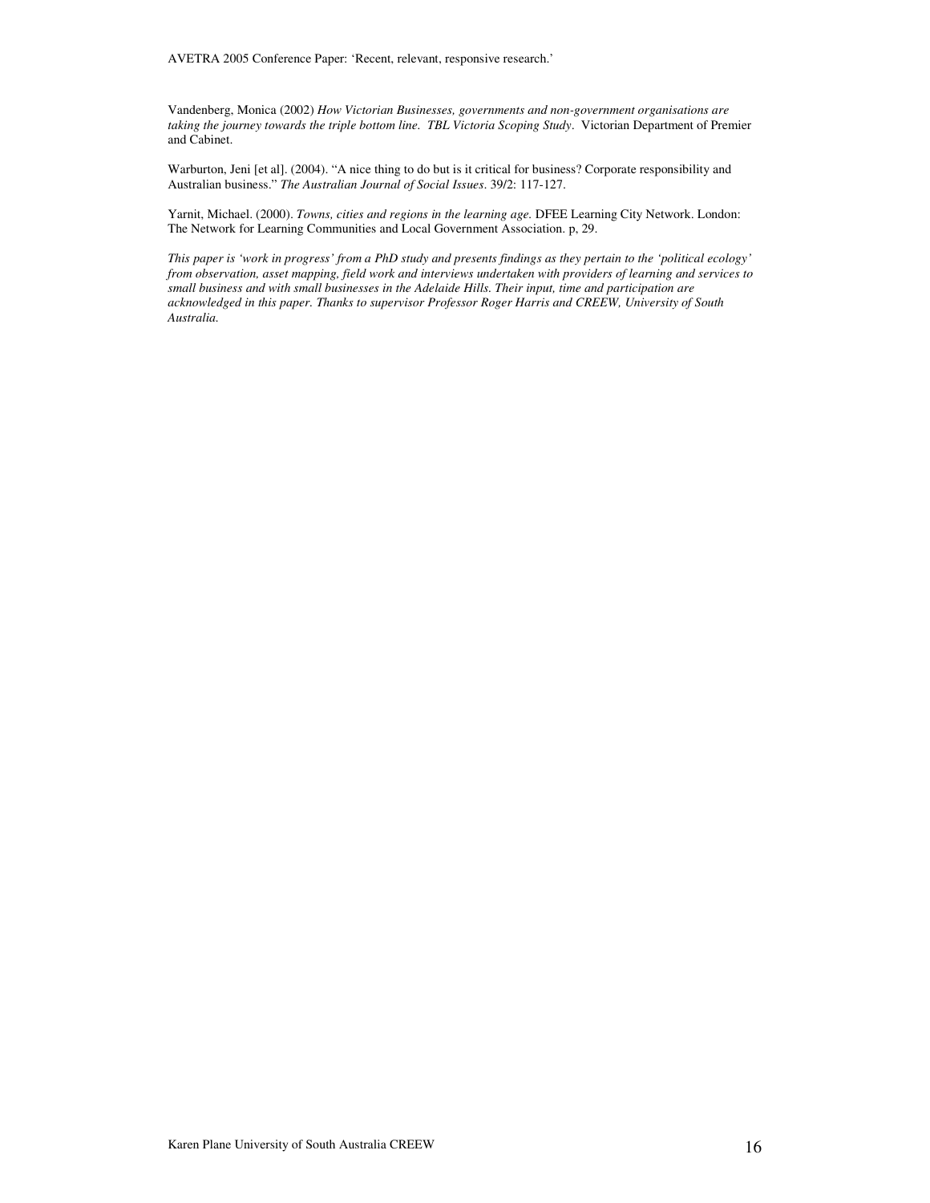Vandenberg, Monica (2002) *How Victorian Businesses, governments and non-government organisations are taking the journey towards the triple bottom line. TBL Victoria Scoping Study*. Victorian Department of Premier and Cabinet.

Warburton, Jeni [et al]. (2004). "A nice thing to do but is it critical for business? Corporate responsibility and Australian business." *The Australian Journal of Social Issues*. 39/2: 117-127.

Yarnit, Michael. (2000). *Towns, cities and regions in the learning age.* DFEE Learning City Network. London: The Network for Learning Communities and Local Government Association. p, 29.

*This paper is 'work in progress' from a PhD study and presents findings as they pertain to the 'political ecology' from observation, asset mapping, field work and interviews undertaken with providers of learning and services to small business and with small businesses in the Adelaide Hills. Their input, time and participation are acknowledged in this paper. Thanks to supervisor Professor Roger Harris and CREEW, University of South Australia.*